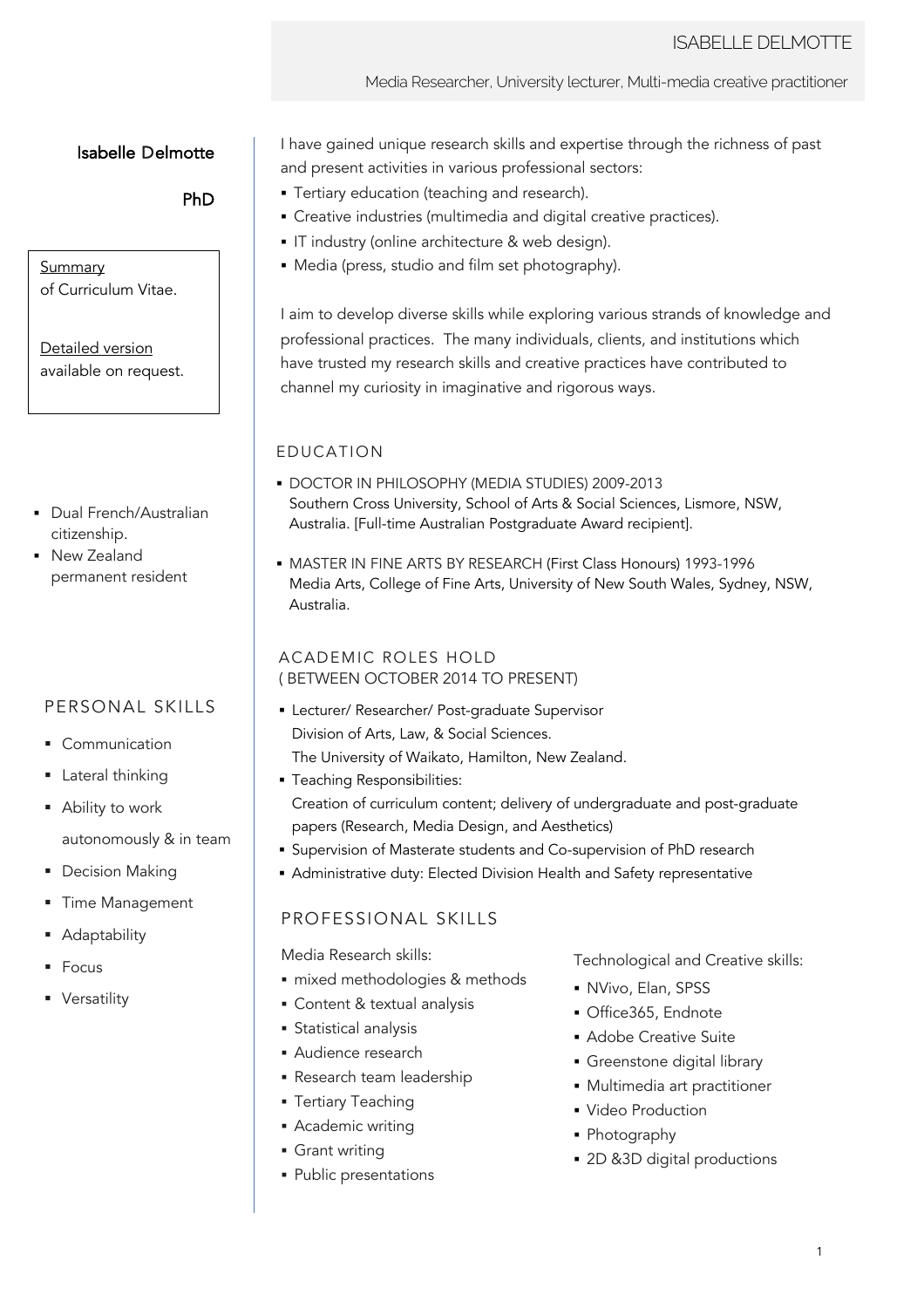# ISABELLE DELMOTTE

Media Researcher, University lecturer, Multi-media creative practitioner

**Isabelle Delmotte**

**PhD**

Summary of Curriculum Vitae.

Detailed version available on request.

- Dual French/Australian citizenship.
- New Zealand permanent resident

## PERSONAL SKILLS

- Communication
- Lateral thinking
- Ability to work autonomously & in team
- Decision Making
- Time Management
- Adaptability
- Focus
- Versatility

I have gained unique research skills and expertise through the richness of past and present activities in various professional sectors:

- Tertiary education (teaching and research).
- Creative industries (multimedia and digital creative practices).
- IT industry (online architecture & web design).
- Media (press, studio and film set photography).

I aim to develop diverse skills while exploring various strands of knowledge and professional practices. The many individuals, clients, and institutions which have trusted my research skills and creative practices have contributed to channel my curiosity in imaginative and rigorous ways.

## EDUCATION

- DOCTOR IN PHILOSOPHY (MEDIA STUDIES) 2009-2013
  Southern Cross University, School of Arts & Social Sciences, Lismore, NSW, Australia. [Full-time Australian Postgraduate Award recipient].
- MASTER IN FINE ARTS BY RESEARCH (First Class Honours) 1993-1996
  Media Arts, College of Fine Arts, University of New South Wales, Sydney, NSW, Australia.

## ACADEMIC ROLES HOLD
( BETWEEN OCTOBER 2014 TO PRESENT)

- Lecturer/ Researcher/ Post-graduate Supervisor
  Division of Arts, Law, & Social Sciences.
  The University of Waikato, Hamilton, New Zealand.
- Teaching Responsibilities:
  Creation of curriculum content; delivery of undergraduate and post-graduate papers (Research, Media Design, and Aesthetics)
- Supervision of Masterate students and Co-supervision of PhD research
- Administrative duty: Elected Division Health and Safety representative

## PROFESSIONAL SKILLS

Media Research skills:

- mixed methodologies & methods
- Content & textual analysis
- Statistical analysis
- Audience research
- Research team leadership
- Tertiary Teaching
- Academic writing
- Grant writing
- Public presentations

Technological and Creative skills:

- NVivo, Elan, SPSS
- Office365, Endnote
- Adobe Creative Suite
- Greenstone digital library
- Multimedia art practitioner
- Video Production
- Photography
- 2D &3D digital productions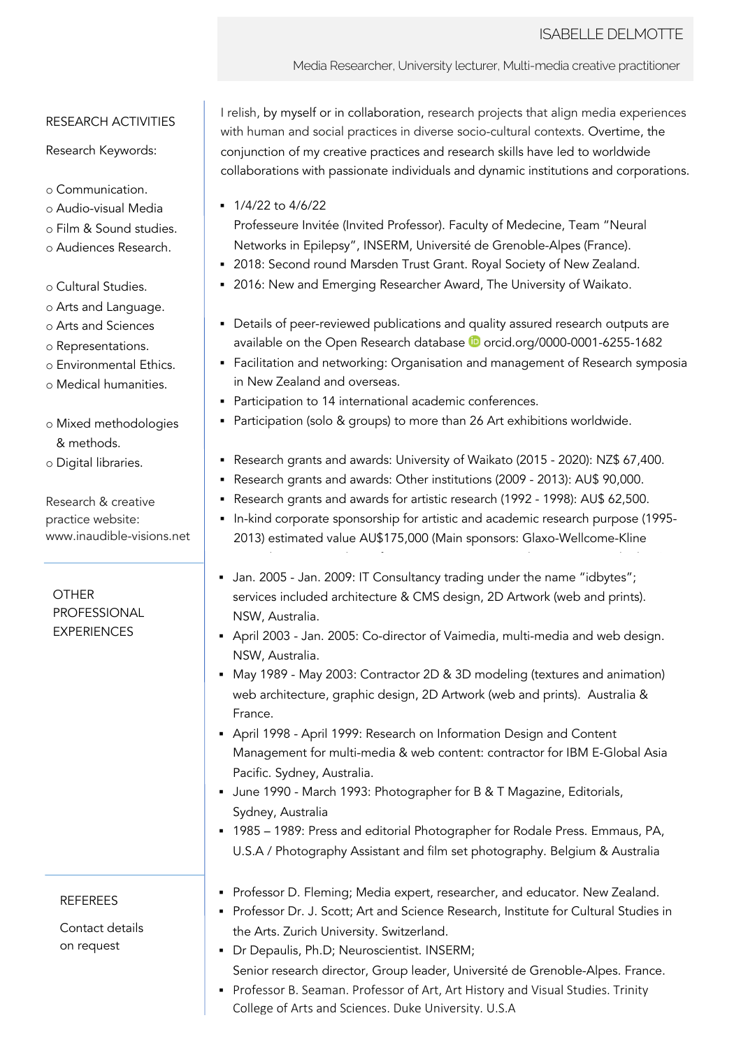# ISABELLE DELMOTTE

Media Researcher, University lecturer, Multi-media creative practitioner

## RESEARCH ACTIVITIES

Research Keywords:

- Communication.
- Audio-visual Media
- Film & Sound studies.
- Audiences Research.

- Cultural Studies.
- Arts and Language.
- Arts and Sciences
- Representations.
- Environmental Ethics.
- Medical humanities.

- Mixed methodologies & methods.
- Digital libraries.

Research & creative practice website: www.inaudible-visions.net

I relish, by myself or in collaboration, research projects that align media experiences with human and social practices in diverse socio-cultural contexts. Overtime, the conjunction of my creative practices and research skills have led to worldwide collaborations with passionate individuals and dynamic institutions and corporations.

- 1/4/22 to 4/6/22
  Professeure Invitée (Invited Professor). Faculty of Medecine, Team "Neural Networks in Epilepsy", INSERM, Université de Grenoble-Alpes (France).
- 2018: Second round Marsden Trust Grant. Royal Society of New Zealand.
- 2016: New and Emerging Researcher Award, The University of Waikato.

- Details of peer-reviewed publications and quality assured research outputs are available on the Open Research database orcid.org/0000-0001-6255-1682
- Facilitation and networking: Organisation and management of Research symposia in New Zealand and overseas.
- Participation to 14 international academic conferences.
- Participation (solo & groups) to more than 26 Art exhibitions worldwide.

- Research grants and awards: University of Waikato (2015 - 2020): NZ$ 67,400.
- Research grants and awards: Other institutions (2009 - 2013): AU$ 90,000.
- Research grants and awards for artistic research (1992 - 1998): AU$ 62,500.
- In-kind corporate sponsorship for artistic and academic research purpose (1995-2013) estimated value AU$175,000 (Main sponsors: Glaxo-Wellcome-Kline

## OTHER PROFESSIONAL EXPERIENCES

- Jan. 2005 - Jan. 2009: IT Consultancy trading under the name "idbytes"; services included architecture & CMS design, 2D Artwork (web and prints). NSW, Australia.
- April 2003 - Jan. 2005: Co-director of Vaimedia, multi-media and web design. NSW, Australia.
- May 1989 - May 2003: Contractor 2D & 3D modeling (textures and animation) web architecture, graphic design, 2D Artwork (web and prints). Australia & France.
- April 1998 - April 1999: Research on Information Design and Content Management for multi-media & web content: contractor for IBM E-Global Asia Pacific. Sydney, Australia.
- June 1990 - March 1993: Photographer for B & T Magazine, Editorials, Sydney, Australia
- 1985 – 1989: Press and editorial Photographer for Rodale Press. Emmaus, PA, U.S.A / Photography Assistant and film set photography. Belgium & Australia

## REFEREES

Contact details on request

- Professor D. Fleming; Media expert, researcher, and educator. New Zealand.
- Professor Dr. J. Scott; Art and Science Research, Institute for Cultural Studies in the Arts. Zurich University. Switzerland.
- Dr Depaulis, Ph.D; Neuroscientist. INSERM;
  Senior research director, Group leader, Université de Grenoble-Alpes. France.
- Professor B. Seaman. Professor of Art, Art History and Visual Studies. Trinity College of Arts and Sciences. Duke University. U.S.A